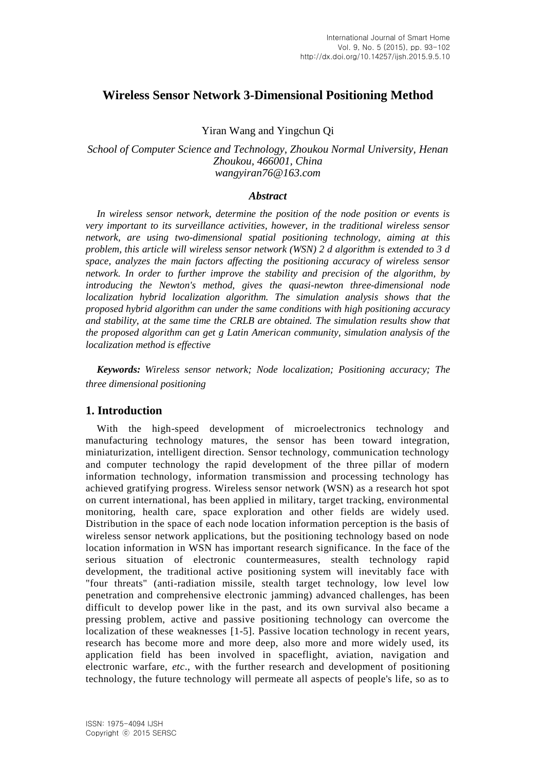# Wireless Sensor Network 3-Dimensional Positioning Method

Yiran Wang and Yingchun Qi

*School of Computer Science and Technology, Zhoukou Normal University, Henan Zhoukou, 466001, China*
*wangyiran76@163.com*

### *Abstract*

*In wireless sensor network, determine the position of the node position or events is very important to its surveillance activities, however, in the traditional wireless sensor network, are using two-dimensional spatial positioning technology, aiming at this problem, this article will wireless sensor network (WSN) 2 d algorithm is extended to 3 d space, analyzes the main factors affecting the positioning accuracy of wireless sensor network. In order to further improve the stability and precision of the algorithm, by introducing the Newton's method, gives the quasi-newton three-dimensional node localization hybrid localization algorithm. The simulation analysis shows that the proposed hybrid algorithm can under the same conditions with high positioning accuracy and stability, at the same time the CRLB are obtained. The simulation results show that the proposed algorithm can get g Latin American community, simulation analysis of the localization method is effective*

***Keywords:*** *Wireless sensor network; Node localization; Positioning accuracy; The three dimensional positioning*

## 1. Introduction

With the high-speed development of microelectronics technology and manufacturing technology matures, the sensor has been toward integration, miniaturization, intelligent direction. Sensor technology, communication technology and computer technology the rapid development of the three pillar of modern information technology, information transmission and processing technology has achieved gratifying progress. Wireless sensor network (WSN) as a research hot spot on current international, has been applied in military, target tracking, environmental monitoring, health care, space exploration and other fields are widely used. Distribution in the space of each node location information perception is the basis of wireless sensor network applications, but the positioning technology based on node location information in WSN has important research significance. In the face of the serious situation of electronic countermeasures, stealth technology rapid development, the traditional active positioning system will inevitably face with "four threats" (anti-radiation missile, stealth target technology, low level low penetration and comprehensive electronic jamming) advanced challenges, has been difficult to develop power like in the past, and its own survival also became a pressing problem, active and passive positioning technology can overcome the localization of these weaknesses [1-5]. Passive location technology in recent years, research has become more and more deep, also more and more widely used, its application field has been involved in spaceflight, aviation, navigation and electronic warfare, *etc*., with the further research and development of positioning technology, the future technology will permeate all aspects of people's life, so as to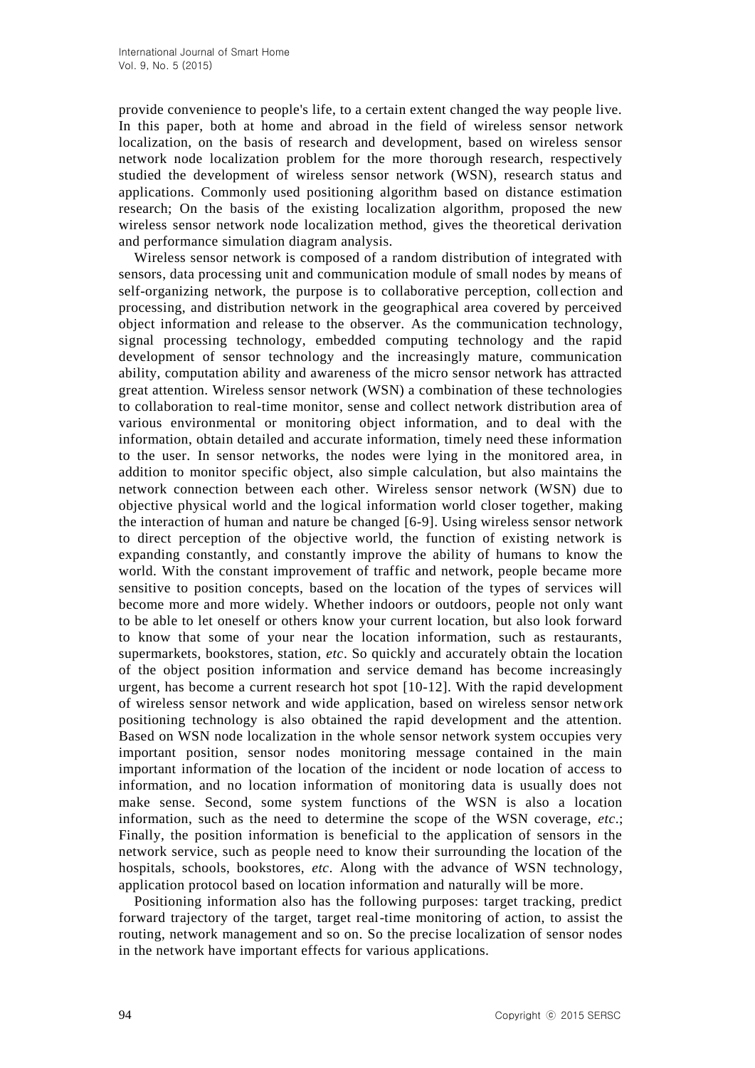provide convenience to people's life, to a certain extent changed the way people live. In this paper, both at home and abroad in the field of wireless sensor network localization, on the basis of research and development, based on wireless sensor network node localization problem for the more thorough research, respectively studied the development of wireless sensor network (WSN), research status and applications. Commonly used positioning algorithm based on distance estimation research; On the basis of the existing localization algorithm, proposed the new wireless sensor network node localization method, gives the theoretical derivation and performance simulation diagram analysis.

Wireless sensor network is composed of a random distribution of integrated with sensors, data processing unit and communication module of small nodes by means of self-organizing network, the purpose is to collaborative perception, collection and processing, and distribution network in the geographical area covered by perceived object information and release to the observer. As the communication technology, signal processing technology, embedded computing technology and the rapid development of sensor technology and the increasingly mature, communication ability, computation ability and awareness of the micro sensor network has attracted great attention. Wireless sensor network (WSN) a combination of these technologies to collaboration to real-time monitor, sense and collect network distribution area of various environmental or monitoring object information, and to deal with the information, obtain detailed and accurate information, timely need these information to the user. In sensor networks, the nodes were lying in the monitored area, in addition to monitor specific object, also simple calculation, but also maintains the network connection between each other. Wireless sensor network (WSN) due to objective physical world and the logical information world closer together, making the interaction of human and nature be changed [6-9]. Using wireless sensor network to direct perception of the objective world, the function of existing network is expanding constantly, and constantly improve the ability of humans to know the world. With the constant improvement of traffic and network, people became more sensitive to position concepts, based on the location of the types of services will become more and more widely. Whether indoors or outdoors, people not only want to be able to let oneself or others know your current location, but also look forward to know that some of your near the location information, such as restaurants, supermarkets, bookstores, station, *etc*. So quickly and accurately obtain the location of the object position information and service demand has become increasingly urgent, has become a current research hot spot [10-12]. With the rapid development of wireless sensor network and wide application, based on wireless sensor network positioning technology is also obtained the rapid development and the attention. Based on WSN node localization in the whole sensor network system occupies very important position, sensor nodes monitoring message contained in the main important information of the location of the incident or node location of access to information, and no location information of monitoring data is usually does not make sense. Second, some system functions of the WSN is also a location information, such as the need to determine the scope of the WSN coverage, *etc*.; Finally, the position information is beneficial to the application of sensors in the network service, such as people need to know their surrounding the location of the hospitals, schools, bookstores, *etc*. Along with the advance of WSN technology, application protocol based on location information and naturally will be more.

Positioning information also has the following purposes: target tracking, predict forward trajectory of the target, target real-time monitoring of action, to assist the routing, network management and so on. So the precise localization of sensor nodes in the network have important effects for various applications.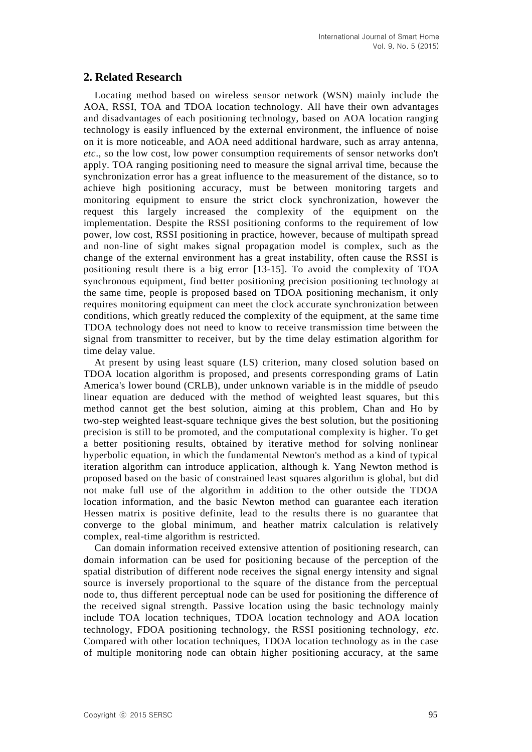## 2. Related Research

Locating method based on wireless sensor network (WSN) mainly include the AOA, RSSI, TOA and TDOA location technology. All have their own advantages and disadvantages of each positioning technology, based on AOA location ranging technology is easily influenced by the external environment, the influence of noise on it is more noticeable, and AOA need additional hardware, such as array antenna, *etc*., so the low cost, low power consumption requirements of sensor networks don't apply. TOA ranging positioning need to measure the signal arrival time, because the synchronization error has a great influence to the measurement of the distance, so to achieve high positioning accuracy, must be between monitoring targets and monitoring equipment to ensure the strict clock synchronization, however the request this largely increased the complexity of the equipment on the implementation. Despite the RSSI positioning conforms to the requirement of low power, low cost, RSSI positioning in practice, however, because of multipath spread and non-line of sight makes signal propagation model is complex, such as the change of the external environment has a great instability, often cause the RSSI is positioning result there is a big error [13-15]. To avoid the complexity of TOA synchronous equipment, find better positioning precision positioning technology at the same time, people is proposed based on TDOA positioning mechanism, it only requires monitoring equipment can meet the clock accurate synchronization between conditions, which greatly reduced the complexity of the equipment, at the same time TDOA technology does not need to know to receive transmission time between the signal from transmitter to receiver, but by the time delay estimation algorithm for time delay value.

At present by using least square (LS) criterion, many closed solution based on TDOA location algorithm is proposed, and presents corresponding grams of Latin America's lower bound (CRLB), under unknown variable is in the middle of pseudo linear equation are deduced with the method of weighted least squares, but this method cannot get the best solution, aiming at this problem, Chan and Ho by two-step weighted least-square technique gives the best solution, but the positioning precision is still to be promoted, and the computational complexity is higher. To get a better positioning results, obtained by iterative method for solving nonlinear hyperbolic equation, in which the fundamental Newton's method as a kind of typical iteration algorithm can introduce application, although k. Yang Newton method is proposed based on the basic of constrained least squares algorithm is global, but did not make full use of the algorithm in addition to the other outside the TDOA location information, and the basic Newton method can guarantee each iteration Hessen matrix is positive definite, lead to the results there is no guarantee that converge to the global minimum, and heather matrix calculation is relatively complex, real-time algorithm is restricted.

Can domain information received extensive attention of positioning research, can domain information can be used for positioning because of the perception of the spatial distribution of different node receives the signal energy intensity and signal source is inversely proportional to the square of the distance from the perceptual node to, thus different perceptual node can be used for positioning the difference of the received signal strength. Passive location using the basic technology mainly include TOA location techniques, TDOA location technology and AOA location technology, FDOA positioning technology, the RSSI positioning technology, *etc.* Compared with other location techniques, TDOA location technology as in the case of multiple monitoring node can obtain higher positioning accuracy, at the same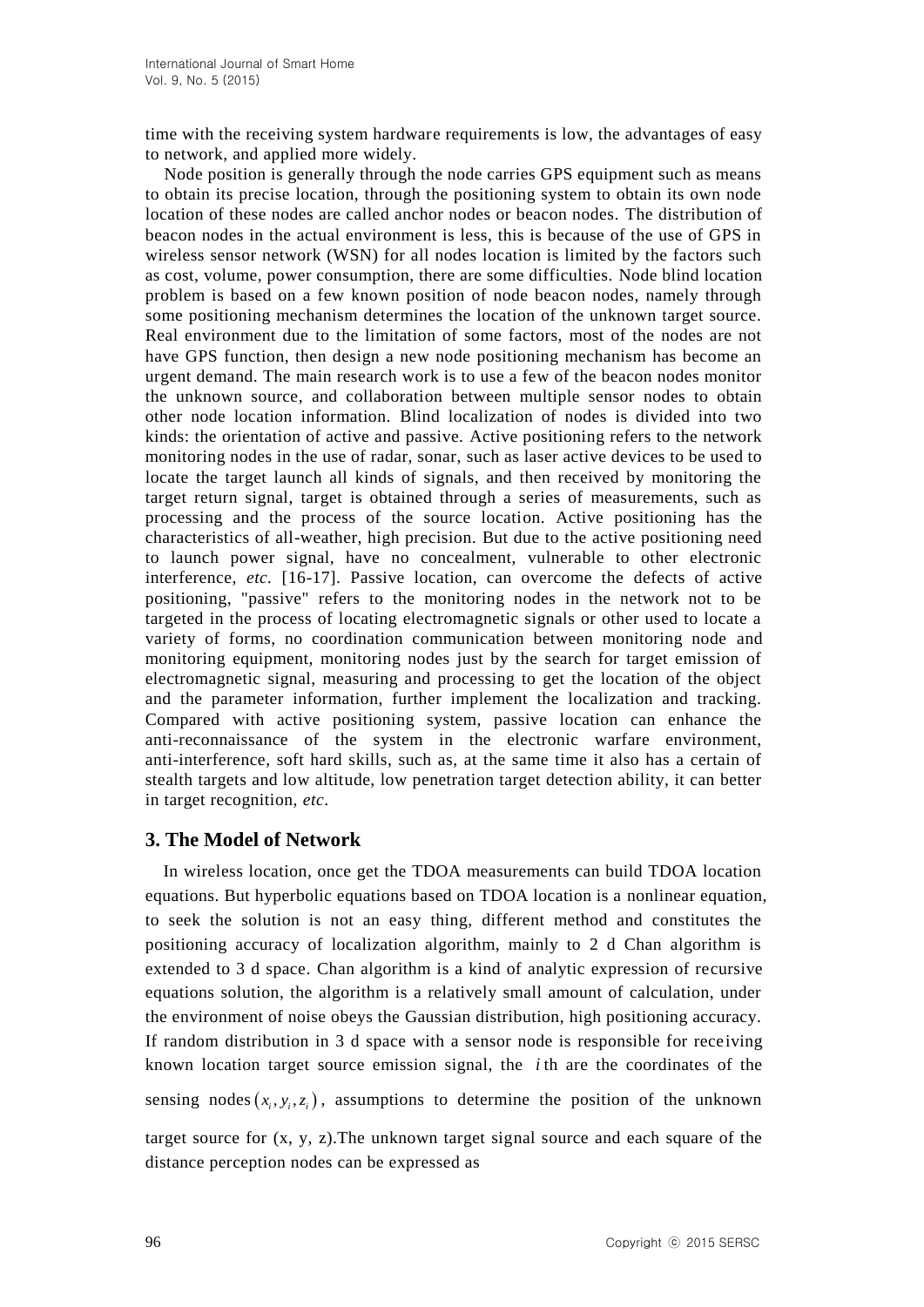time with the receiving system hardware requirements is low, the advantages of easy to network, and applied more widely.

Node position is generally through the node carries GPS equipment such as means to obtain its precise location, through the positioning system to obtain its own node location of these nodes are called anchor nodes or beacon nodes. The distribution of beacon nodes in the actual environment is less, this is because of the use of GPS in wireless sensor network (WSN) for all nodes location is limited by the factors such as cost, volume, power consumption, there are some difficulties. Node blind location problem is based on a few known position of node beacon nodes, namely through some positioning mechanism determines the location of the unknown target source. Real environment due to the limitation of some factors, most of the nodes are not have GPS function, then design a new node positioning mechanism has become an urgent demand. The main research work is to use a few of the beacon nodes monitor the unknown source, and collaboration between multiple sensor nodes to obtain other node location information. Blind localization of nodes is divided into two kinds: the orientation of active and passive. Active positioning refers to the network monitoring nodes in the use of radar, sonar, such as laser active devices to be used to locate the target launch all kinds of signals, and then received by monitoring the target return signal, target is obtained through a series of measurements, such as processing and the process of the source location. Active positioning has the characteristics of all-weather, high precision. But due to the active positioning need to launch power signal, have no concealment, vulnerable to other electronic interference, *etc.* [16-17]. Passive location, can overcome the defects of active positioning, "passive" refers to the monitoring nodes in the network not to be targeted in the process of locating electromagnetic signals or other used to locate a variety of forms, no coordination communication between monitoring node and monitoring equipment, monitoring nodes just by the search for target emission of electromagnetic signal, measuring and processing to get the location of the object and the parameter information, further implement the localization and tracking. Compared with active positioning system, passive location can enhance the anti-reconnaissance of the system in the electronic warfare environment, anti-interference, soft hard skills, such as, at the same time it also has a certain of stealth targets and low altitude, low penetration target detection ability, it can better in target recognition, *etc*.

## 3. The Model of Network

In wireless location, once get the TDOA measurements can build TDOA location equations. But hyperbolic equations based on TDOA location is a nonlinear equation, to seek the solution is not an easy thing, different method and constitutes the positioning accuracy of localization algorithm, mainly to 2 d Chan algorithm is extended to 3 d space. Chan algorithm is a kind of analytic expression of recursive equations solution, the algorithm is a relatively small amount of calculation, under the environment of noise obeys the Gaussian distribution, high positioning accuracy. If random distribution in 3 d space with a sensor node is responsible for receiving known location target source emission signal, the $i$ th are the coordinates of the sensing nodes $(x_i, y_i, z_i)$, assumptions to determine the position of the unknown target source for (x, y, z).The unknown target signal source and each square of the distance perception nodes can be expressed as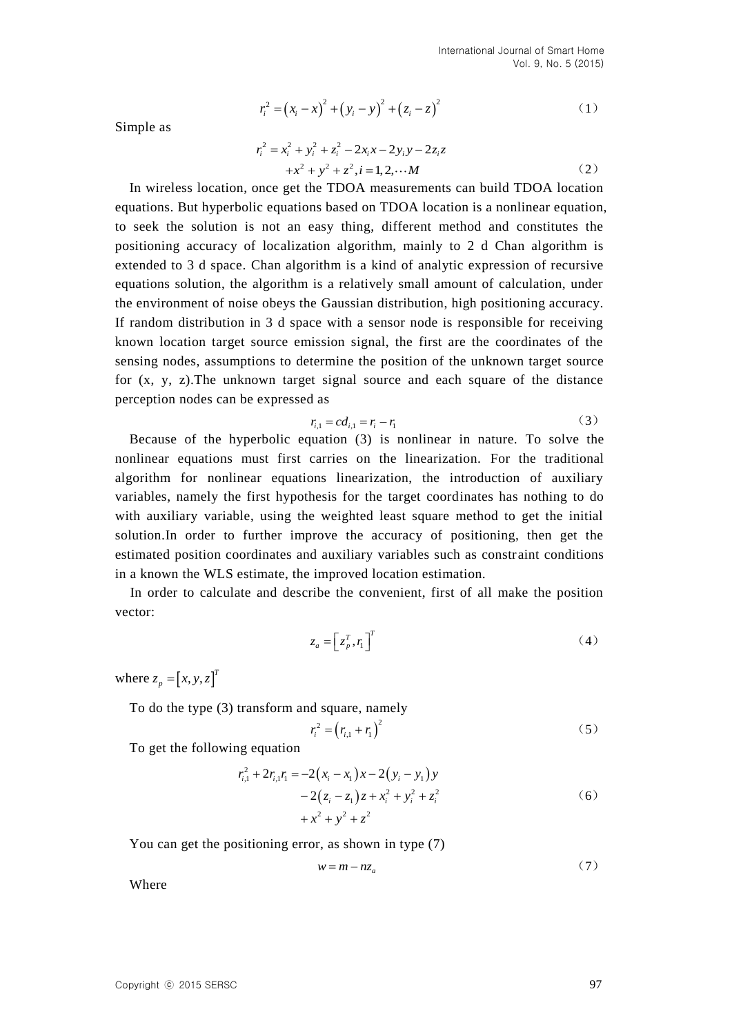$$r_i^2 = \left(x_i - x\right)^2 + \left(y_i - y\right)^2 + \left(z_i - z\right)^2 \tag{1}$$

Simple as

$$\begin{aligned} r_i^2 = x_i^2 + y_i^2 + z_i^2 - 2x_i x - 2y_i y - 2z_i z \\ + x^2 + y^2 + z^2, i = 1, 2, \cdots M \end{aligned} \tag{2}$$

In wireless location, once get the TDOA measurements can build TDOA location equations. But hyperbolic equations based on TDOA location is a nonlinear equation, to seek the solution is not an easy thing, different method and constitutes the positioning accuracy of localization algorithm, mainly to 2 d Chan algorithm is extended to 3 d space. Chan algorithm is a kind of analytic expression of recursive equations solution, the algorithm is a relatively small amount of calculation, under the environment of noise obeys the Gaussian distribution, high positioning accuracy. If random distribution in 3 d space with a sensor node is responsible for receiving known location target source emission signal, the first are the coordinates of the sensing nodes, assumptions to determine the position of the unknown target source for (x, y, z).The unknown target signal source and each square of the distance perception nodes can be expressed as

$$r_{i,1} = cd_{i,1} = r_i - r_1 \tag{3}$$

Because of the hyperbolic equation (3) is nonlinear in nature. To solve the nonlinear equations must first carries on the linearization. For the traditional algorithm for nonlinear equations linearization, the introduction of auxiliary variables, namely the first hypothesis for the target coordinates has nothing to do with auxiliary variable, using the weighted least square method to get the initial solution.In order to further improve the accuracy of positioning, then get the estimated position coordinates and auxiliary variables such as constraint conditions in a known the WLS estimate, the improved location estimation.

In order to calculate and describe the convenient, first of all make the position vector:

$$z_a = \left[z_p^T, r_1\right]^T \tag{4}$$

where $z_p = \left[x, y, z\right]^T$

To do the type (3) transform and square, namely

$$r_i^2 = \left(r_{i,1} + r_1\right)^2 \tag{5}$$

To get the following equation

$$\begin{aligned} r_{i,1}^2 + 2r_{i,1}r_1 = -2\left(x_i - x_1\right)x - 2\left(y_i - y_1\right)y \\ - 2\left(z_i - z_1\right)z + x_i^2 + y_i^2 + z_i^2 \\ + x^2 + y^2 + z^2 \end{aligned} \tag{6}$$

You can get the positioning error, as shown in type (7)

$$w = m - nz_a \tag{7}$$

Where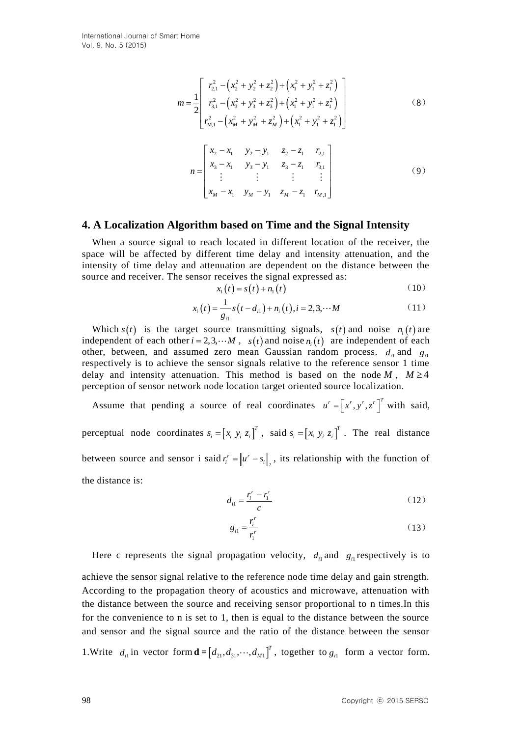$$m = \frac{1}{2}\begin{bmatrix} r_{2,1}^2 - \left(x_2^2 + y_2^2 + z_2^2\right) + \left(x_1^2 + y_1^2 + z_1^2\right) \\ r_{3,1}^2 - \left(x_3^2 + y_3^2 + z_3^2\right) + \left(x_1^2 + y_1^2 + z_1^2\right) \\ r_{M,1}^2 - \left(x_M^2 + y_M^2 + z_M^2\right) + \left(x_1^2 + y_1^2 + z_1^2\right) \end{bmatrix} \tag{8}$$

$$n = \begin{bmatrix} x_2 - x_1 & y_2 - y_1 & z_2 - z_1 & r_{2,1} \\ x_3 - x_1 & y_3 - y_1 & z_3 - z_1 & r_{3,1} \\ \vdots & \vdots & \vdots & \vdots \\ x_M - x_1 & y_M - y_1 & z_M - z_1 & r_{M,1} \end{bmatrix} \tag{9}$$

## 4. A Localization Algorithm based on Time and the Signal Intensity

When a source signal to reach located in different location of the receiver, the space will be affected by different time delay and intensity attenuation, and the intensity of time delay and attenuation are dependent on the distance between the source and receiver. The sensor receives the signal expressed as:

$$x_1(t) = s(t) + n_1(t) \tag{10}$$

$$x_i(t) = \frac{1}{g_{i1}} s(t - d_{i1}) + n_i(t), i = 2, 3, \cdots M \tag{11}$$

Which $s(t)$ is the target source transmitting signals, $s(t)$ and noise $n_i(t)$ are independent of each other $i = 2, 3, \cdots M$, $s(t)$ and noise $n_i(t)$ are independent of each other, between, and assumed zero mean Gaussian random process. $d_{i1}$ and $g_{i1}$ respectively is to achieve the sensor signals relative to the reference sensor 1 time delay and intensity attenuation. This method is based on the node $M$, $M \geq 4$ perception of sensor network node location target oriented source localization.

Assume that pending a source of real coordinates $u^r = \left[x^r, y^r, z^r\right]^T$ with said, perceptual node coordinates $s_i = \left[x_i\ y_i\ z_i\right]^T$, said $s_i = \left[x_i\ y_i\ z_i\right]^T$. The real distance between source and sensor i said $r_i^r = \left\| u^r - s_i \right\|_2$, its relationship with the function of the distance is:

$$d_{i1} = \frac{r_i^r - r_1^r}{c} \tag{12}$$

$$g_{i1} = \frac{r_i^r}{r_1^r} \tag{13}$$

Here c represents the signal propagation velocity, $d_{i1}$ and $g_{i1}$ respectively is to achieve the sensor signal relative to the reference node time delay and gain strength. According to the propagation theory of acoustics and microwave, attenuation with the distance between the source and receiving sensor proportional to n times.In this for the convenience to n is set to 1, then is equal to the distance between the source and sensor and the signal source and the ratio of the distance between the sensor 1.Write $d_{i1}$ in vector form $\mathbf{d} = \left[d_{21}, d_{31}, \cdots, d_{M1}\right]^T$, together to $g_{i1}$ form a vector form.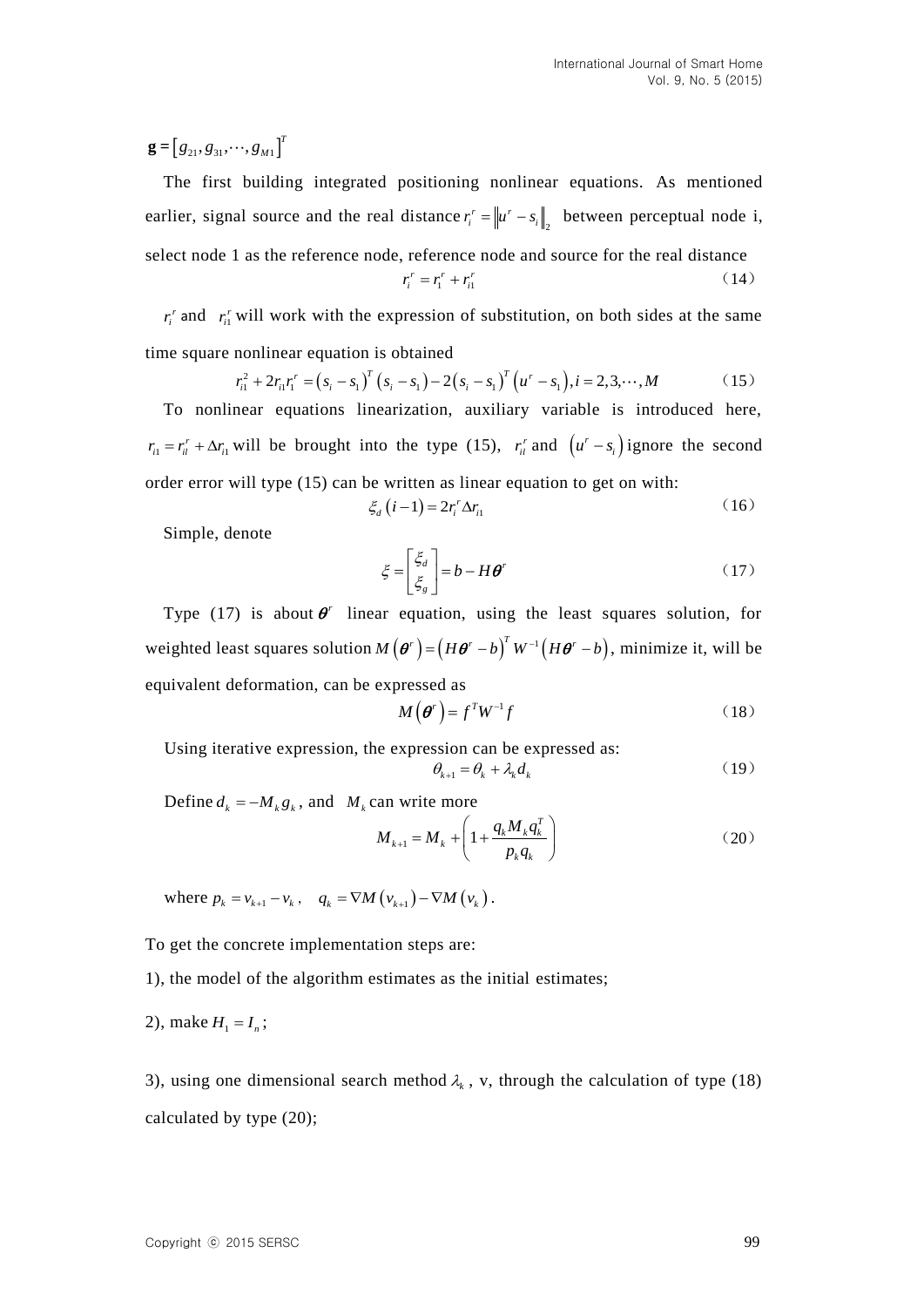$\mathbf{g} = \left[ g_{21}, g_{31}, \cdots, g_{M1} \right]^T$

The first building integrated positioning nonlinear equations. As mentioned earlier, signal source and the real distance $r_i^r = \left\| u^r - s_i \right\|_2$ between perceptual node i, select node 1 as the reference node, reference node and source for the real distance

$$r_i^r = r_1^r + r_{i1}^r \tag{14}$$

$r_i^r$ and $r_{i1}^r$ will work with the expression of substitution, on both sides at the same time square nonlinear equation is obtained

$$r_{i1}^2 + 2r_{i1}r_1^r = \left(s_i - s_1\right)^T \left(s_i - s_1\right) - 2\left(s_i - s_1\right)^T \left(u^r - s_1\right), i = 2, 3, \cdots, M \tag{15}$$

To nonlinear equations linearization, auxiliary variable is introduced here, $r_{i1} = r_{il}^r + \Delta r_{i1}$ will be brought into the type (15), $r_{il}^r$ and $\left(u^r - s_i\right)$ ignore the second order error will type (15) can be written as linear equation to get on with:

$$\xi_d\left(i-1\right) = 2r_i^r \Delta r_{i1} \tag{16}$$

Simple, denote

$$\xi = \begin{bmatrix} \xi_d \\ \xi_g \end{bmatrix} = b - H\boldsymbol{\theta}^r \tag{17}$$

Type (17) is about $\boldsymbol{\theta}^r$ linear equation, using the least squares solution, for weighted least squares solution $M\left(\boldsymbol{\theta}^r\right) = \left(H\boldsymbol{\theta}^r - b\right)^T W^{-1} \left(H\boldsymbol{\theta}^r - b\right)$, minimize it, will be equivalent deformation, can be expressed as

$$M\left(\boldsymbol{\theta}^r\right) = f^T W^{-1} f \tag{18}$$

Using iterative expression, the expression can be expressed as:

$$\theta_{k+1} = \theta_k + \lambda_k d_k \tag{19}$$

Define $d_k = -M_k g_k$, and $M_k$ can write more

$$M_{k+1} = M_k + \left(1 + \frac{q_k M_k q_k^T}{p_k q_k}\right) \tag{20}$$

where $p_k = v_{k+1} - v_k$, $q_k = \nabla M\left(v_{k+1}\right) - \nabla M\left(v_k\right)$.

To get the concrete implementation steps are:

1), the model of the algorithm estimates as the initial estimates;

2), make $H_1 = I_n$;

3), using one dimensional search method $\lambda_k$, v, through the calculation of type (18) calculated by type (20);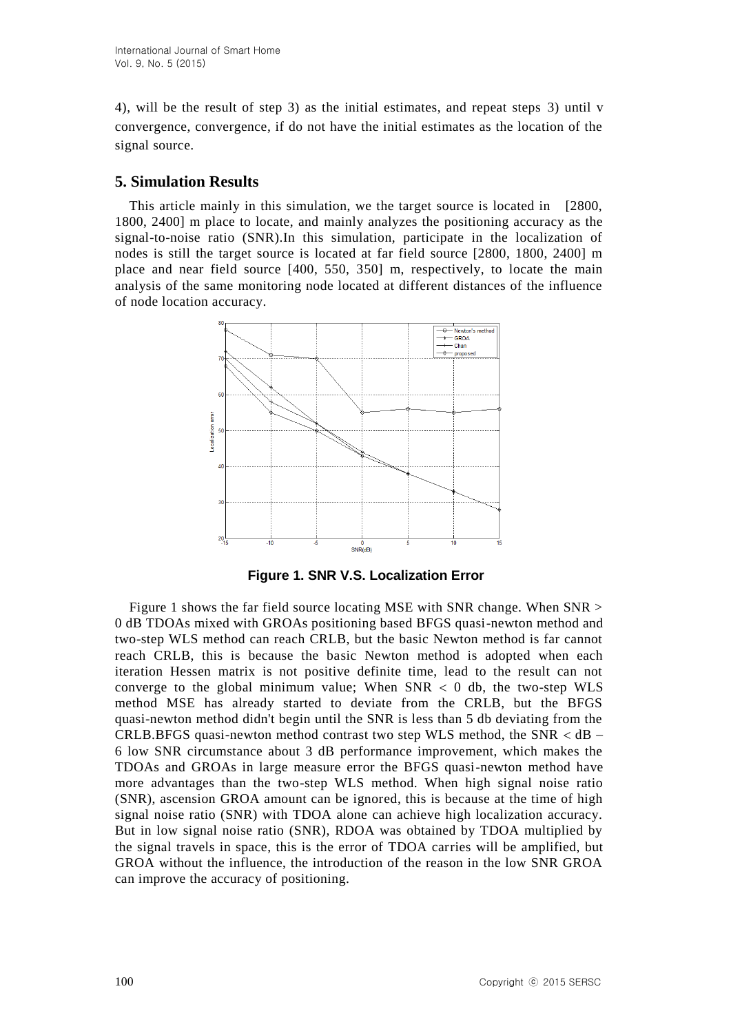4), will be the result of step 3) as the initial estimates, and repeat steps 3) until v convergence, convergence, if do not have the initial estimates as the location of the signal source.

## 5. Simulation Results

This article mainly in this simulation, we the target source is located in [2800, 1800, 2400] m place to locate, and mainly analyzes the positioning accuracy as the signal-to-noise ratio (SNR).In this simulation, participate in the localization of nodes is still the target source is located at far field source [2800, 1800, 2400] m place and near field source [400, 550, 350] m, respectively, to locate the main analysis of the same monitoring node located at different distances of the influence of node location accuracy.

**Figure 1. SNR V.S. Localization Error**

Figure 1 shows the far field source locating MSE with SNR change. When SNR > 0 dB TDOAs mixed with GROAs positioning based BFGS quasi-newton method and two-step WLS method can reach CRLB, but the basic Newton method is far cannot reach CRLB, this is because the basic Newton method is adopted when each iteration Hessen matrix is not positive definite time, lead to the result can not converge to the global minimum value; When SNR < 0 db, the two-step WLS method MSE has already started to deviate from the CRLB, but the BFGS quasi-newton method didn't begin until the SNR is less than 5 db deviating from the CRLB.BFGS quasi-newton method contrast two step WLS method, the SNR < dB – 6 low SNR circumstance about 3 dB performance improvement, which makes the TDOAs and GROAs in large measure error the BFGS quasi-newton method have more advantages than the two-step WLS method. When high signal noise ratio (SNR), ascension GROA amount can be ignored, this is because at the time of high signal noise ratio (SNR) with TDOA alone can achieve high localization accuracy. But in low signal noise ratio (SNR), RDOA was obtained by TDOA multiplied by the signal travels in space, this is the error of TDOA carries will be amplified, but GROA without the influence, the introduction of the reason in the low SNR GROA can improve the accuracy of positioning.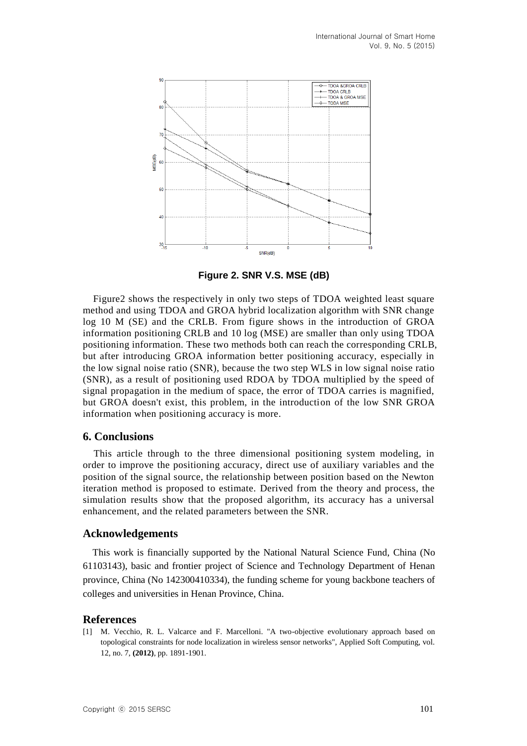Figure 2. SNR V.S. MSE (dB)

Figure2 shows the respectively in only two steps of TDOA weighted least square method and using TDOA and GROA hybrid localization algorithm with SNR change log 10 M (SE) and the CRLB. From figure shows in the introduction of GROA information positioning CRLB and 10 log (MSE) are smaller than only using TDOA positioning information. These two methods both can reach the corresponding CRLB, but after introducing GROA information better positioning accuracy, especially in the low signal noise ratio (SNR), because the two step WLS in low signal noise ratio (SNR), as a result of positioning used RDOA by TDOA multiplied by the speed of signal propagation in the medium of space, the error of TDOA carries is magnified, but GROA doesn't exist, this problem, in the introduction of the low SNR GROA information when positioning accuracy is more.

## 6. Conclusions

This article through to the three dimensional positioning system modeling, in order to improve the positioning accuracy, direct use of auxiliary variables and the position of the signal source, the relationship between position based on the Newton iteration method is proposed to estimate. Derived from the theory and process, the simulation results show that the proposed algorithm, its accuracy has a universal enhancement, and the related parameters between the SNR.

## Acknowledgements

This work is financially supported by the National Natural Science Fund, China (No 61103143), basic and frontier project of Science and Technology Department of Henan province, China (No 142300410334), the funding scheme for young backbone teachers of colleges and universities in Henan Province, China.

## References

[1] M. Vecchio, R. L. Valcarce and F. Marcelloni. "A two-objective evolutionary approach based on topological constraints for node localization in wireless sensor networks", Applied Soft Computing, vol. 12, no. 7, **(2012)**, pp. 1891-1901.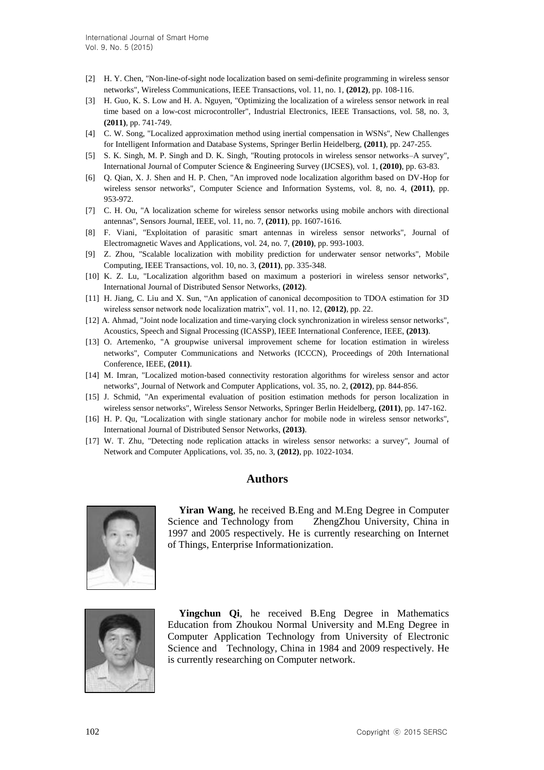[2] H. Y. Chen, "Non-line-of-sight node localization based on semi-definite programming in wireless sensor networks", Wireless Communications, IEEE Transactions, vol. 11, no. 1, **(2012)**, pp. 108-116.

[3] H. Guo, K. S. Low and H. A. Nguyen, "Optimizing the localization of a wireless sensor network in real time based on a low-cost microcontroller", Industrial Electronics, IEEE Transactions, vol. 58, no. 3, **(2011)**, pp. 741-749.

[4] C. W. Song, "Localized approximation method using inertial compensation in WSNs", New Challenges for Intelligent Information and Database Systems, Springer Berlin Heidelberg, **(2011)**, pp. 247-255.

[5] S. K. Singh, M. P. Singh and D. K. Singh, "Routing protocols in wireless sensor networks–A survey", International Journal of Computer Science & Engineering Survey (IJCSES), vol. 1, **(2010)**, pp. 63-83.

[6] Q. Qian, X. J. Shen and H. P. Chen, "An improved node localization algorithm based on DV-Hop for wireless sensor networks", Computer Science and Information Systems, vol. 8, no. 4, **(2011)**, pp. 953-972.

[7] C. H. Ou, "A localization scheme for wireless sensor networks using mobile anchors with directional antennas", Sensors Journal, IEEE, vol. 11, no. 7, **(2011)**, pp. 1607-1616.

[8] F. Viani, "Exploitation of parasitic smart antennas in wireless sensor networks", Journal of Electromagnetic Waves and Applications, vol. 24, no. 7, **(2010)**, pp. 993-1003.

[9] Z. Zhou, "Scalable localization with mobility prediction for underwater sensor networks", Mobile Computing, IEEE Transactions, vol. 10, no. 3, **(2011)**, pp. 335-348.

[10] K. Z. Lu, "Localization algorithm based on maximum a posteriori in wireless sensor networks", International Journal of Distributed Sensor Networks, **(2012)**.

[11] H. Jiang, C. Liu and X. Sun, "An application of canonical decomposition to TDOA estimation for 3D wireless sensor network node localization matrix", vol. 11, no. 12, **(2012)**, pp. 22.

[12] A. Ahmad, "Joint node localization and time-varying clock synchronization in wireless sensor networks", Acoustics, Speech and Signal Processing (ICASSP), IEEE International Conference, IEEE, **(2013)**.

[13] O. Artemenko, "A groupwise universal improvement scheme for location estimation in wireless networks", Computer Communications and Networks (ICCCN), Proceedings of 20th International Conference, IEEE, **(2011)**.

[14] M. Imran, "Localized motion-based connectivity restoration algorithms for wireless sensor and actor networks", Journal of Network and Computer Applications, vol. 35, no. 2, **(2012)**, pp. 844-856.

[15] J. Schmid, "An experimental evaluation of position estimation methods for person localization in wireless sensor networks", Wireless Sensor Networks, Springer Berlin Heidelberg, **(2011)**, pp. 147-162.

[16] H. P. Qu, "Localization with single stationary anchor for mobile node in wireless sensor networks", International Journal of Distributed Sensor Networks, **(2013)**.

[17] W. T. Zhu, "Detecting node replication attacks in wireless sensor networks: a survey", Journal of Network and Computer Applications, vol. 35, no. 3, **(2012)**, pp. 1022-1034.

## Authors

**Yiran Wang**, he received B.Eng and M.Eng Degree in Computer Science and Technology from ZhengZhou University, China in 1997 and 2005 respectively. He is currently researching on Internet of Things, Enterprise Informationization.

**Yingchun Qi**, he received B.Eng Degree in Mathematics Education from Zhoukou Normal University and M.Eng Degree in Computer Application Technology from University of Electronic Science and Technology, China in 1984 and 2009 respectively. He is currently researching on Computer network.